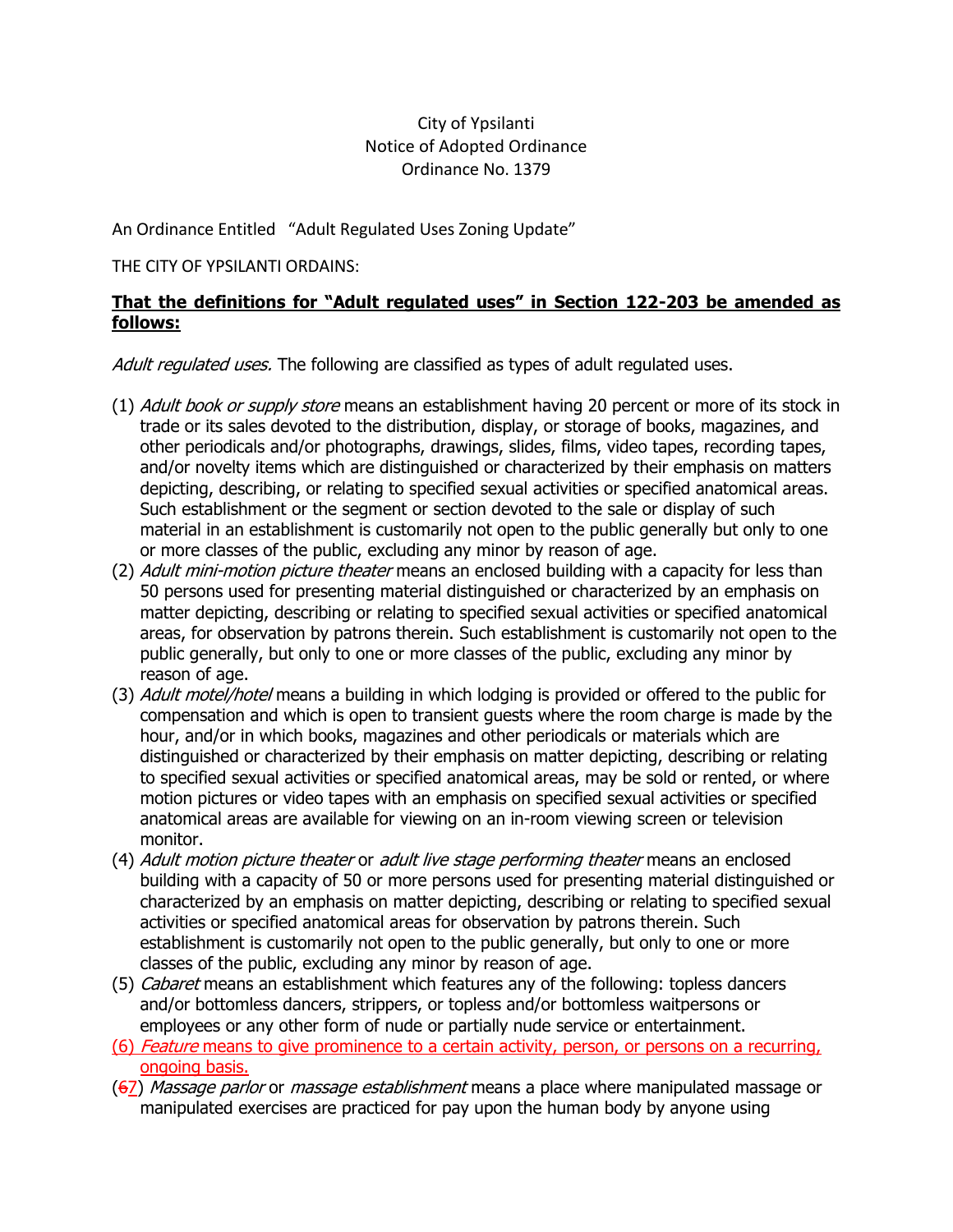City of Ypsilanti
Notice of Adopted Ordinance
Ordinance No. 1379

An Ordinance Entitled "Adult Regulated Uses Zoning Update"

THE CITY OF YPSILANTI ORDAINS:

**That the definitions for "Adult regulated uses" in Section 122-203 be amended as follows:**

*Adult regulated uses.* The following are classified as types of adult regulated uses.

(1) *Adult book or supply store* means an establishment having 20 percent or more of its stock in trade or its sales devoted to the distribution, display, or storage of books, magazines, and other periodicals and/or photographs, drawings, slides, films, video tapes, recording tapes, and/or novelty items which are distinguished or characterized by their emphasis on matters depicting, describing, or relating to specified sexual activities or specified anatomical areas. Such establishment or the segment or section devoted to the sale or display of such material in an establishment is customarily not open to the public generally but only to one or more classes of the public, excluding any minor by reason of age.

(2) *Adult mini-motion picture theater* means an enclosed building with a capacity for less than 50 persons used for presenting material distinguished or characterized by an emphasis on matter depicting, describing or relating to specified sexual activities or specified anatomical areas, for observation by patrons therein. Such establishment is customarily not open to the public generally, but only to one or more classes of the public, excluding any minor by reason of age.

(3) *Adult motel/hotel* means a building in which lodging is provided or offered to the public for compensation and which is open to transient guests where the room charge is made by the hour, and/or in which books, magazines and other periodicals or materials which are distinguished or characterized by their emphasis on matter depicting, describing or relating to specified sexual activities or specified anatomical areas, may be sold or rented, or where motion pictures or video tapes with an emphasis on specified sexual activities or specified anatomical areas are available for viewing on an in-room viewing screen or television monitor.

(4) *Adult motion picture theater* or *adult live stage performing theater* means an enclosed building with a capacity of 50 or more persons used for presenting material distinguished or characterized by an emphasis on matter depicting, describing or relating to specified sexual activities or specified anatomical areas for observation by patrons therein. Such establishment is customarily not open to the public generally, but only to one or more classes of the public, excluding any minor by reason of age.

(5) *Cabaret* means an establishment which features any of the following: topless dancers and/or bottomless dancers, strippers, or topless and/or bottomless waitpersons or employees or any other form of nude or partially nude service or entertainment.

(6) *Feature* means to give prominence to a certain activity, person, or persons on a recurring, ongoing basis.

(~~6~~7) *Massage parlor* or *massage establishment* means a place where manipulated massage or manipulated exercises are practiced for pay upon the human body by anyone using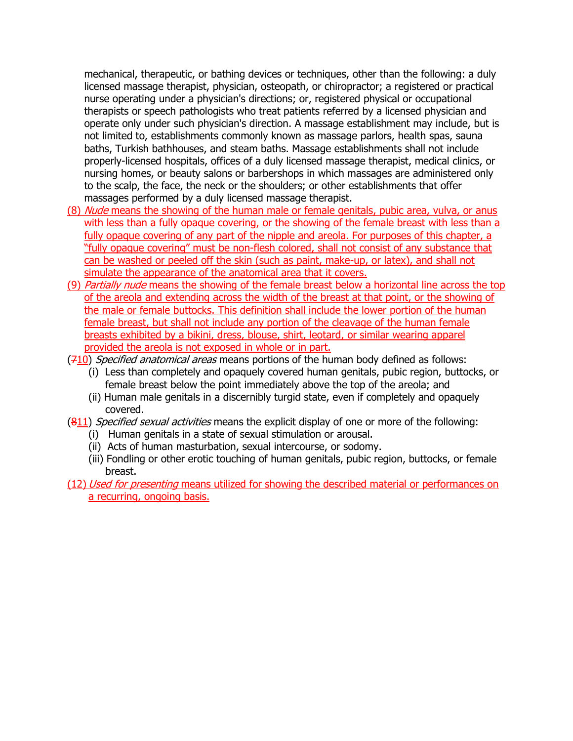mechanical, therapeutic, or bathing devices or techniques, other than the following: a duly licensed massage therapist, physician, osteopath, or chiropractor; a registered or practical nurse operating under a physician's directions; or, registered physical or occupational therapists or speech pathologists who treat patients referred by a licensed physician and operate only under such physician's direction. A massage establishment may include, but is not limited to, establishments commonly known as massage parlors, health spas, sauna baths, Turkish bathhouses, and steam baths. Massage establishments shall not include properly-licensed hospitals, offices of a duly licensed massage therapist, medical clinics, or nursing homes, or beauty salons or barbershops in which massages are administered only to the scalp, the face, the neck or the shoulders; or other establishments that offer massages performed by a duly licensed massage therapist.

(8) *Nude* means the showing of the human male or female genitals, pubic area, vulva, or anus with less than a fully opaque covering, or the showing of the female breast with less than a fully opaque covering of any part of the nipple and areola. For purposes of this chapter, a "fully opaque covering" must be non-flesh colored, shall not consist of any substance that can be washed or peeled off the skin (such as paint, make-up, or latex), and shall not simulate the appearance of the anatomical area that it covers.

(9) *Partially nude* means the showing of the female breast below a horizontal line across the top of the areola and extending across the width of the breast at that point, or the showing of the male or female buttocks. This definition shall include the lower portion of the human female breast, but shall not include any portion of the cleavage of the human female breasts exhibited by a bikini, dress, blouse, shirt, leotard, or similar wearing apparel provided the areola is not exposed in whole or in part.

(~~7~~10) *Specified anatomical areas* means portions of the human body defined as follows:

- (i) Less than completely and opaquely covered human genitals, pubic region, buttocks, or female breast below the point immediately above the top of the areola; and
- (ii) Human male genitals in a discernibly turgid state, even if completely and opaquely covered.

(~~8~~11) *Specified sexual activities* means the explicit display of one or more of the following:

- (i) Human genitals in a state of sexual stimulation or arousal.
- (ii) Acts of human masturbation, sexual intercourse, or sodomy.
- (iii) Fondling or other erotic touching of human genitals, pubic region, buttocks, or female breast.

(12) *Used for presenting* means utilized for showing the described material or performances on a recurring, ongoing basis.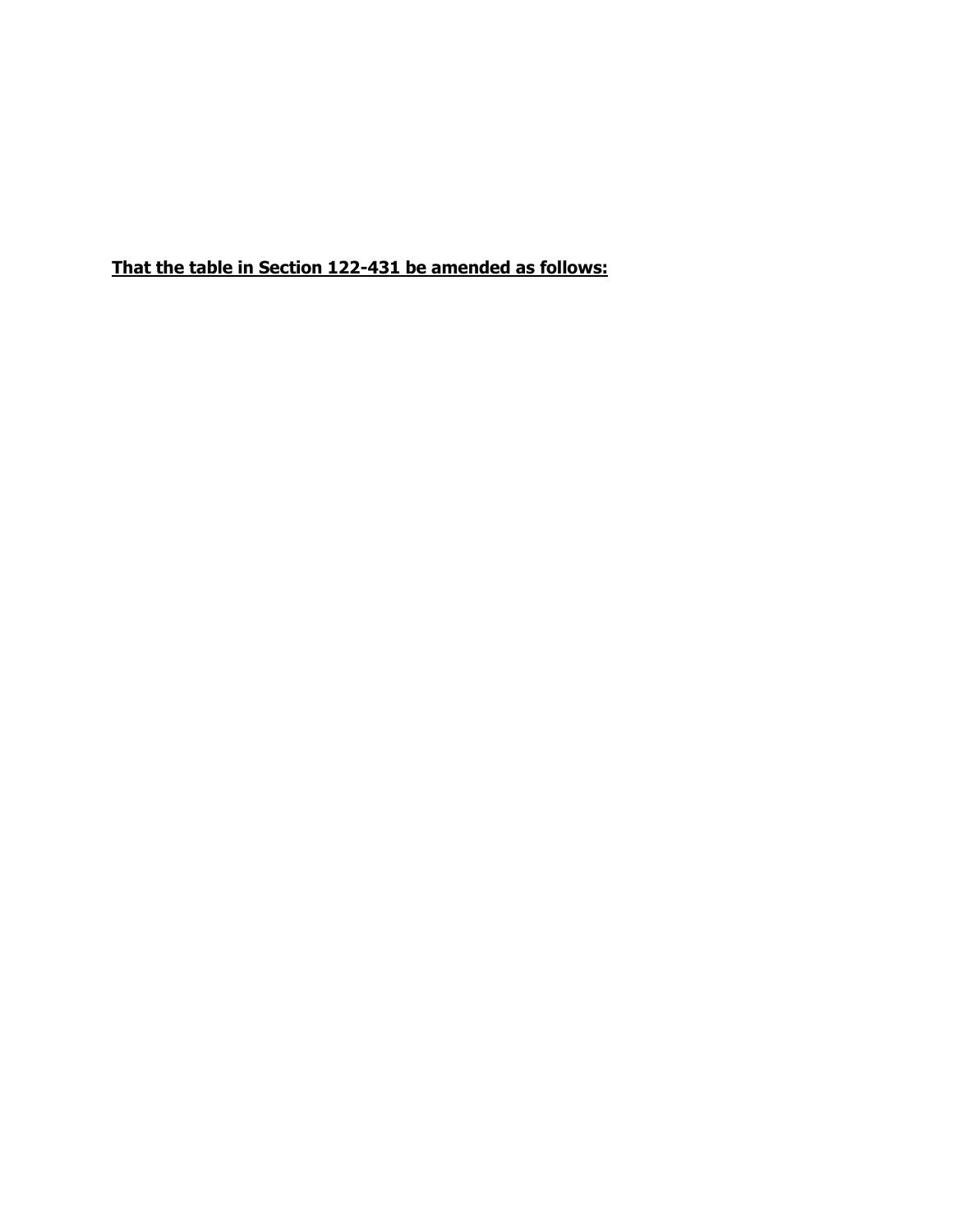**<u>That the table in Section 122-431 be amended as follows:</u>**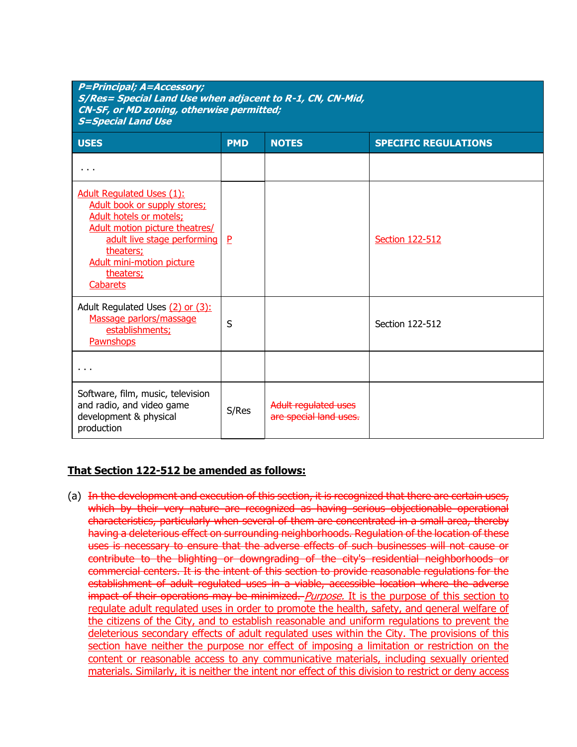| P=Principal; A=Accessory; S/Res= Special Land Use when adjacent to R-1, CN, CN-Mid, CN-SF, or MD zoning, otherwise permitted; S=Special Land Use | | | |
|---|---|---|---|
| **USES** | **PMD** | **NOTES** | **SPECIFIC REGULATIONS** |
| . . . | | | |
| Adult Regulated Uses (1): Adult book or supply stores; Adult hotels or motels; Adult motion picture theatres/ adult live stage performing theaters; Adult mini-motion picture theaters; Cabarets | P | | Section 122-512 |
| Adult Regulated Uses (2) or (3): Massage parlors/massage establishments; Pawnshops | S | | Section 122-512 |
| . . . | | | |
| Software, film, music, television and radio, and video game development & physical production | S/Res | ~~Adult regulated uses are special land uses.~~ | |

**That Section 122-512 be amended as follows:**

(a) ~~In the development and execution of this section, it is recognized that there are certain uses, which by their very nature are recognized as having serious objectionable operational characteristics, particularly when several of them are concentrated in a small area, thereby having a deleterious effect on surrounding neighborhoods. Regulation of the location of these uses is necessary to ensure that the adverse effects of such businesses will not cause or contribute to the blighting or downgrading of the city's residential neighborhoods or commercial centers. It is the intent of this section to provide reasonable regulations for the establishment of adult regulated uses in a viable, accessible location where the adverse impact of their operations may be minimized.~~ *Purpose.* It is the purpose of this section to regulate adult regulated uses in order to promote the health, safety, and general welfare of the citizens of the City, and to establish reasonable and uniform regulations to prevent the deleterious secondary effects of adult regulated uses within the City. The provisions of this section have neither the purpose nor effect of imposing a limitation or restriction on the content or reasonable access to any communicative materials, including sexually oriented materials. Similarly, it is neither the intent nor effect of this division to restrict or deny access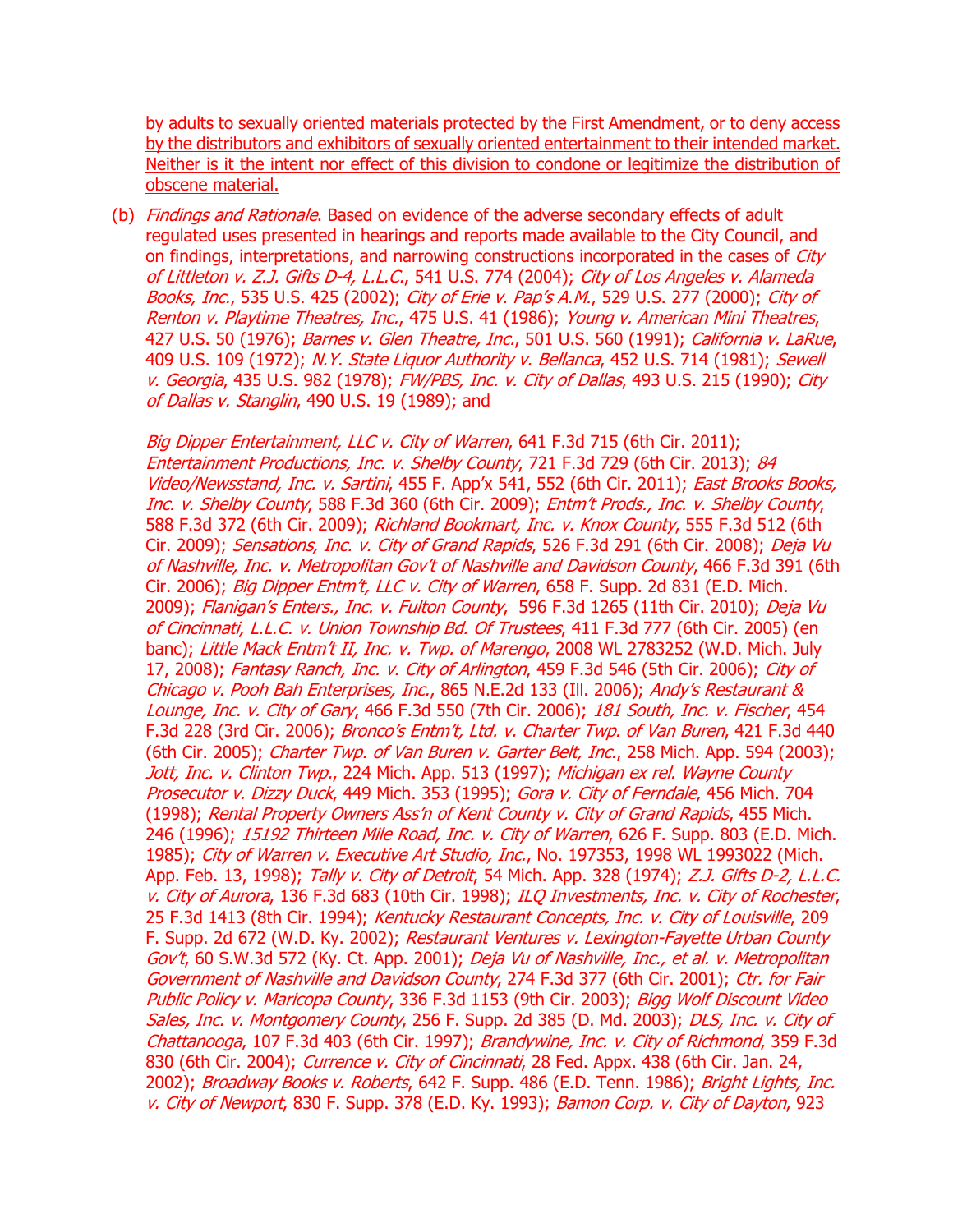by adults to sexually oriented materials protected by the First Amendment, or to deny access by the distributors and exhibitors of sexually oriented entertainment to their intended market. Neither is it the intent nor effect of this division to condone or legitimize the distribution of obscene material.

(b) *Findings and Rationale*. Based on evidence of the adverse secondary effects of adult regulated uses presented in hearings and reports made available to the City Council, and on findings, interpretations, and narrowing constructions incorporated in the cases of *City of Littleton v. Z.J. Gifts D-4, L.L.C.*, 541 U.S. 774 (2004); *City of Los Angeles v. Alameda Books, Inc.*, 535 U.S. 425 (2002); *City of Erie v. Pap's A.M.*, 529 U.S. 277 (2000); *City of Renton v. Playtime Theatres, Inc.*, 475 U.S. 41 (1986); *Young v. American Mini Theatres*, 427 U.S. 50 (1976); *Barnes v. Glen Theatre, Inc.*, 501 U.S. 560 (1991); *California v. LaRue*, 409 U.S. 109 (1972); *N.Y. State Liquor Authority v. Bellanca*, 452 U.S. 714 (1981); *Sewell v. Georgia*, 435 U.S. 982 (1978); *FW/PBS, Inc. v. City of Dallas*, 493 U.S. 215 (1990); *City of Dallas v. Stanglin*, 490 U.S. 19 (1989); and

*Big Dipper Entertainment, LLC v. City of Warren*, 641 F.3d 715 (6th Cir. 2011); *Entertainment Productions, Inc. v. Shelby County*, 721 F.3d 729 (6th Cir. 2013); *84 Video/Newsstand, Inc. v. Sartini*, 455 F. App'x 541, 552 (6th Cir. 2011); *East Brooks Books, Inc. v. Shelby County*, 588 F.3d 360 (6th Cir. 2009); *Entm't Prods., Inc. v. Shelby County*, 588 F.3d 372 (6th Cir. 2009); *Richland Bookmart, Inc. v. Knox County*, 555 F.3d 512 (6th Cir. 2009); *Sensations, Inc. v. City of Grand Rapids*, 526 F.3d 291 (6th Cir. 2008); *Deja Vu of Nashville, Inc. v. Metropolitan Gov't of Nashville and Davidson County*, 466 F.3d 391 (6th Cir. 2006); *Big Dipper Entm't, LLC v. City of Warren*, 658 F. Supp. 2d 831 (E.D. Mich. 2009); *Flanigan's Enters., Inc. v. Fulton County*, 596 F.3d 1265 (11th Cir. 2010); *Deja Vu of Cincinnati, L.L.C. v. Union Township Bd. Of Trustees*, 411 F.3d 777 (6th Cir. 2005) (en banc); *Little Mack Entm't II, Inc. v. Twp. of Marengo*, 2008 WL 2783252 (W.D. Mich. July 17, 2008); *Fantasy Ranch, Inc. v. City of Arlington*, 459 F.3d 546 (5th Cir. 2006); *City of Chicago v. Pooh Bah Enterprises, Inc.*, 865 N.E.2d 133 (Ill. 2006); *Andy's Restaurant & Lounge, Inc. v. City of Gary*, 466 F.3d 550 (7th Cir. 2006); *181 South, Inc. v. Fischer*, 454 F.3d 228 (3rd Cir. 2006); *Bronco's Entm't, Ltd. v. Charter Twp. of Van Buren*, 421 F.3d 440 (6th Cir. 2005); *Charter Twp. of Van Buren v. Garter Belt, Inc.*, 258 Mich. App. 594 (2003); *Jott, Inc. v. Clinton Twp.*, 224 Mich. App. 513 (1997); *Michigan ex rel. Wayne County Prosecutor v. Dizzy Duck*, 449 Mich. 353 (1995); *Gora v. City of Ferndale*, 456 Mich. 704 (1998); *Rental Property Owners Ass'n of Kent County v. City of Grand Rapids*, 455 Mich. 246 (1996); *15192 Thirteen Mile Road, Inc. v. City of Warren*, 626 F. Supp. 803 (E.D. Mich. 1985); *City of Warren v. Executive Art Studio, Inc.*, No. 197353, 1998 WL 1993022 (Mich. App. Feb. 13, 1998); *Tally v. City of Detroit*, 54 Mich. App. 328 (1974); *Z.J. Gifts D-2, L.L.C. v. City of Aurora*, 136 F.3d 683 (10th Cir. 1998); *ILQ Investments, Inc. v. City of Rochester*, 25 F.3d 1413 (8th Cir. 1994); *Kentucky Restaurant Concepts, Inc. v. City of Louisville*, 209 F. Supp. 2d 672 (W.D. Ky. 2002); *Restaurant Ventures v. Lexington-Fayette Urban County Gov't*, 60 S.W.3d 572 (Ky. Ct. App. 2001); *Deja Vu of Nashville, Inc., et al. v. Metropolitan Government of Nashville and Davidson County*, 274 F.3d 377 (6th Cir. 2001); *Ctr. for Fair Public Policy v. Maricopa County*, 336 F.3d 1153 (9th Cir. 2003); *Bigg Wolf Discount Video Sales, Inc. v. Montgomery County*, 256 F. Supp. 2d 385 (D. Md. 2003); *DLS, Inc. v. City of Chattanooga*, 107 F.3d 403 (6th Cir. 1997); *Brandywine, Inc. v. City of Richmond*, 359 F.3d 830 (6th Cir. 2004); *Currence v. City of Cincinnati*, 28 Fed. Appx. 438 (6th Cir. Jan. 24, 2002); *Broadway Books v. Roberts*, 642 F. Supp. 486 (E.D. Tenn. 1986); *Bright Lights, Inc. v. City of Newport*, 830 F. Supp. 378 (E.D. Ky. 1993); *Bamon Corp. v. City of Dayton*, 923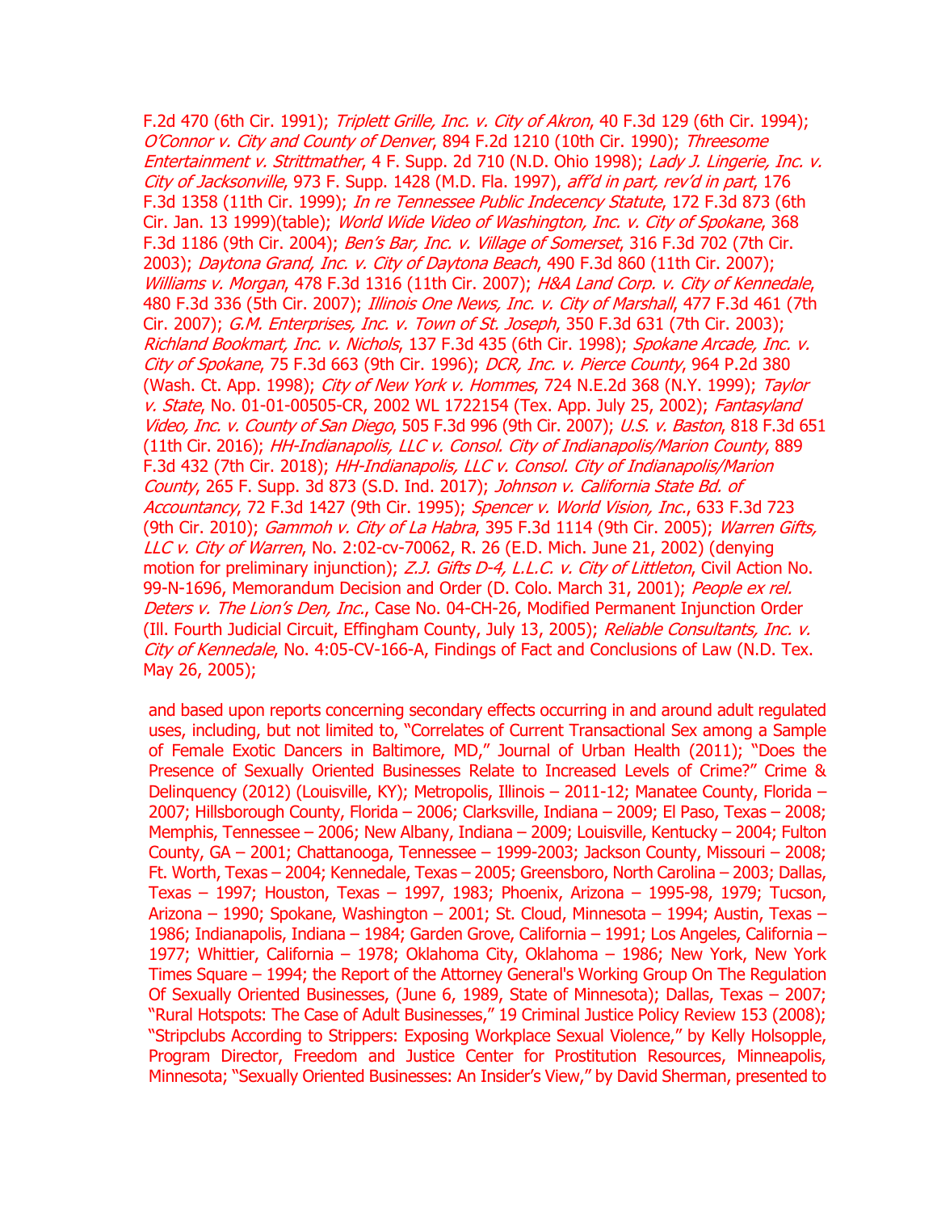F.2d 470 (6th Cir. 1991); *Triplett Grille, Inc. v. City of Akron*, 40 F.3d 129 (6th Cir. 1994); *O'Connor v. City and County of Denver*, 894 F.2d 1210 (10th Cir. 1990); *Threesome Entertainment v. Strittmather*, 4 F. Supp. 2d 710 (N.D. Ohio 1998); *Lady J. Lingerie, Inc. v. City of Jacksonville*, 973 F. Supp. 1428 (M.D. Fla. 1997), *aff'd in part, rev'd in part*, 176 F.3d 1358 (11th Cir. 1999); *In re Tennessee Public Indecency Statute*, 172 F.3d 873 (6th Cir. Jan. 13 1999)(table); *World Wide Video of Washington, Inc. v. City of Spokane*, 368 F.3d 1186 (9th Cir. 2004); *Ben's Bar, Inc. v. Village of Somerset*, 316 F.3d 702 (7th Cir. 2003); *Daytona Grand, Inc. v. City of Daytona Beach*, 490 F.3d 860 (11th Cir. 2007); *Williams v. Morgan*, 478 F.3d 1316 (11th Cir. 2007); *H&A Land Corp. v. City of Kennedale*, 480 F.3d 336 (5th Cir. 2007); *Illinois One News, Inc. v. City of Marshall*, 477 F.3d 461 (7th Cir. 2007); *G.M. Enterprises, Inc. v. Town of St. Joseph*, 350 F.3d 631 (7th Cir. 2003); *Richland Bookmart, Inc. v. Nichols*, 137 F.3d 435 (6th Cir. 1998); *Spokane Arcade, Inc. v. City of Spokane*, 75 F.3d 663 (9th Cir. 1996); *DCR, Inc. v. Pierce County*, 964 P.2d 380 (Wash. Ct. App. 1998); *City of New York v. Hommes*, 724 N.E.2d 368 (N.Y. 1999); *Taylor v. State*, No. 01-01-00505-CR, 2002 WL 1722154 (Tex. App. July 25, 2002); *Fantasyland Video, Inc. v. County of San Diego*, 505 F.3d 996 (9th Cir. 2007); *U.S. v. Baston*, 818 F.3d 651 (11th Cir. 2016); *HH-Indianapolis, LLC v. Consol. City of Indianapolis/Marion County*, 889 F.3d 432 (7th Cir. 2018); *HH-Indianapolis, LLC v. Consol. City of Indianapolis/Marion County*, 265 F. Supp. 3d 873 (S.D. Ind. 2017); *Johnson v. California State Bd. of Accountancy*, 72 F.3d 1427 (9th Cir. 1995); *Spencer v. World Vision, Inc.*, 633 F.3d 723 (9th Cir. 2010); *Gammoh v. City of La Habra*, 395 F.3d 1114 (9th Cir. 2005); *Warren Gifts, LLC v. City of Warren*, No. 2:02-cv-70062, R. 26 (E.D. Mich. June 21, 2002) (denying motion for preliminary injunction); *Z.J. Gifts D-4, L.L.C. v. City of Littleton*, Civil Action No. 99-N-1696, Memorandum Decision and Order (D. Colo. March 31, 2001); *People ex rel. Deters v. The Lion's Den, Inc.*, Case No. 04-CH-26, Modified Permanent Injunction Order (Ill. Fourth Judicial Circuit, Effingham County, July 13, 2005); *Reliable Consultants, Inc. v. City of Kennedale*, No. 4:05-CV-166-A, Findings of Fact and Conclusions of Law (N.D. Tex. May 26, 2005);

and based upon reports concerning secondary effects occurring in and around adult regulated uses, including, but not limited to, "Correlates of Current Transactional Sex among a Sample of Female Exotic Dancers in Baltimore, MD," Journal of Urban Health (2011); "Does the Presence of Sexually Oriented Businesses Relate to Increased Levels of Crime?" Crime & Delinquency (2012) (Louisville, KY); Metropolis, Illinois – 2011-12; Manatee County, Florida – 2007; Hillsborough County, Florida – 2006; Clarksville, Indiana – 2009; El Paso, Texas – 2008; Memphis, Tennessee – 2006; New Albany, Indiana – 2009; Louisville, Kentucky – 2004; Fulton County, GA – 2001; Chattanooga, Tennessee – 1999-2003; Jackson County, Missouri – 2008; Ft. Worth, Texas – 2004; Kennedale, Texas – 2005; Greensboro, North Carolina – 2003; Dallas, Texas – 1997; Houston, Texas – 1997, 1983; Phoenix, Arizona – 1995-98, 1979; Tucson, Arizona – 1990; Spokane, Washington – 2001; St. Cloud, Minnesota – 1994; Austin, Texas – 1986; Indianapolis, Indiana – 1984; Garden Grove, California – 1991; Los Angeles, California – 1977; Whittier, California – 1978; Oklahoma City, Oklahoma – 1986; New York, New York Times Square – 1994; the Report of the Attorney General's Working Group On The Regulation Of Sexually Oriented Businesses, (June 6, 1989, State of Minnesota); Dallas, Texas – 2007; "Rural Hotspots: The Case of Adult Businesses," 19 Criminal Justice Policy Review 153 (2008); "Stripclubs According to Strippers: Exposing Workplace Sexual Violence," by Kelly Holsopple, Program Director, Freedom and Justice Center for Prostitution Resources, Minneapolis, Minnesota; "Sexually Oriented Businesses: An Insider's View," by David Sherman, presented to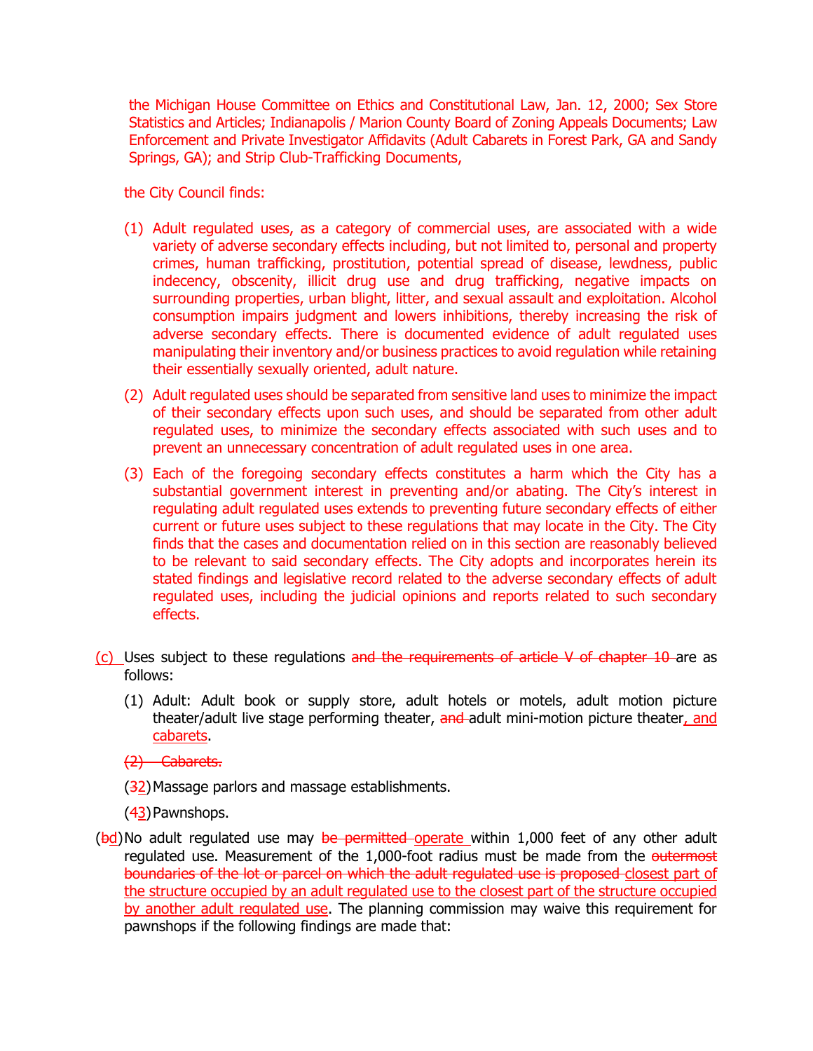the Michigan House Committee on Ethics and Constitutional Law, Jan. 12, 2000; Sex Store Statistics and Articles; Indianapolis / Marion County Board of Zoning Appeals Documents; Law Enforcement and Private Investigator Affidavits (Adult Cabarets in Forest Park, GA and Sandy Springs, GA); and Strip Club-Trafficking Documents,

the City Council finds:

(1) Adult regulated uses, as a category of commercial uses, are associated with a wide variety of adverse secondary effects including, but not limited to, personal and property crimes, human trafficking, prostitution, potential spread of disease, lewdness, public indecency, obscenity, illicit drug use and drug trafficking, negative impacts on surrounding properties, urban blight, litter, and sexual assault and exploitation. Alcohol consumption impairs judgment and lowers inhibitions, thereby increasing the risk of adverse secondary effects. There is documented evidence of adult regulated uses manipulating their inventory and/or business practices to avoid regulation while retaining their essentially sexually oriented, adult nature.

(2) Adult regulated uses should be separated from sensitive land uses to minimize the impact of their secondary effects upon such uses, and should be separated from other adult regulated uses, to minimize the secondary effects associated with such uses and to prevent an unnecessary concentration of adult regulated uses in one area.

(3) Each of the foregoing secondary effects constitutes a harm which the City has a substantial government interest in preventing and/or abating. The City's interest in regulating adult regulated uses extends to preventing future secondary effects of either current or future uses subject to these regulations that may locate in the City. The City finds that the cases and documentation relied on in this section are reasonably believed to be relevant to said secondary effects. The City adopts and incorporates herein its stated findings and legislative record related to the adverse secondary effects of adult regulated uses, including the judicial opinions and reports related to such secondary effects.

(c) Uses subject to these regulations ~~and the requirements of article V of chapter 10~~ are as follows:

(1) Adult: Adult book or supply store, adult hotels or motels, adult motion picture theater/adult live stage performing theater, ~~and~~ adult mini-motion picture theater, and cabarets.

~~(2) Cabarets.~~

(~~3~~2) Massage parlors and massage establishments.

(~~4~~3) Pawnshops.

(~~b~~d) No adult regulated use may ~~be permitted~~ operate within 1,000 feet of any other adult regulated use. Measurement of the 1,000-foot radius must be made from the ~~outermost boundaries of the lot or parcel on which the adult regulated use is proposed~~ closest part of the structure occupied by an adult regulated use to the closest part of the structure occupied by another adult regulated use. The planning commission may waive this requirement for pawnshops if the following findings are made that: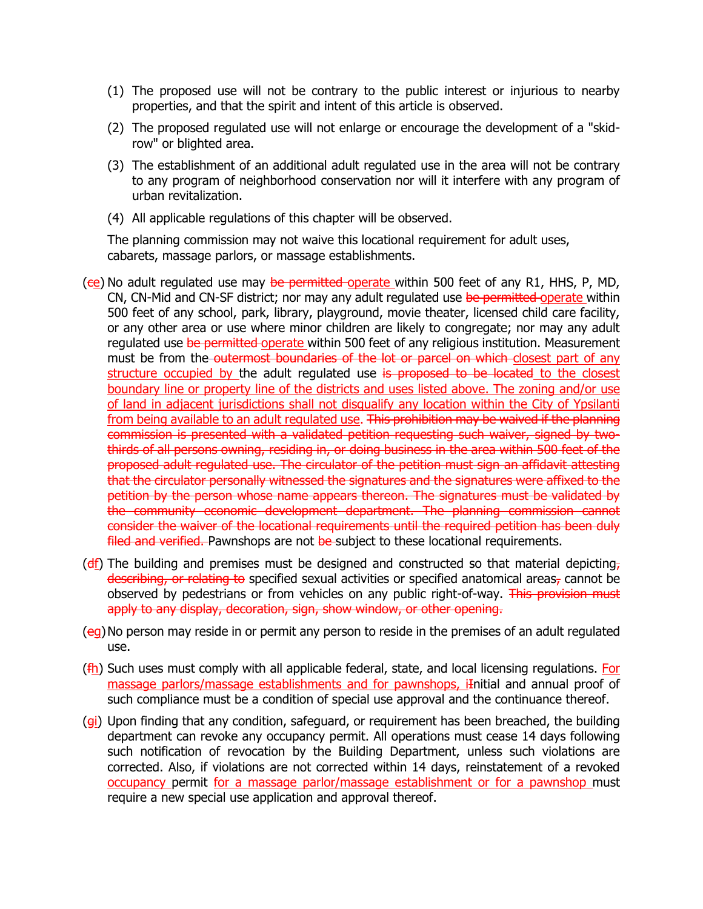(1) The proposed use will not be contrary to the public interest or injurious to nearby properties, and that the spirit and intent of this article is observed.

(2) The proposed regulated use will not enlarge or encourage the development of a "skid-row" or blighted area.

(3) The establishment of an additional adult regulated use in the area will not be contrary to any program of neighborhood conservation nor will it interfere with any program of urban revitalization.

(4) All applicable regulations of this chapter will be observed.

The planning commission may not waive this locational requirement for adult uses, cabarets, massage parlors, or massage establishments.

(~~c~~<u>e</u>) No adult regulated use may ~~be permitted~~ <u>operate</u> within 500 feet of any R1, HHS, P, MD, CN, CN-Mid and CN-SF district; nor may any adult regulated use ~~be permitted~~ <u>operate</u> within 500 feet of any school, park, library, playground, movie theater, licensed child care facility, or any other area or use where minor children are likely to congregate; nor may any adult regulated use ~~be permitted~~ <u>operate</u> within 500 feet of any religious institution. Measurement must be from the ~~outermost boundaries of the lot or parcel on which~~ <u>closest part of any structure occupied by</u> the adult regulated use ~~is proposed to be located~~ <u>to the closest boundary line or property line of the districts and uses listed above. The zoning and/or use of land in adjacent jurisdictions shall not disqualify any location within the City of Ypsilanti from being available to an adult regulated use</u>. ~~This prohibition may be waived if the planning commission is presented with a validated petition requesting such waiver, signed by two-thirds of all persons owning, residing in, or doing business in the area within 500 feet of the proposed adult regulated use. The circulator of the petition must sign an affidavit attesting that the circulator personally witnessed the signatures and the signatures were affixed to the petition by the person whose name appears thereon. The signatures must be validated by the community economic development department. The planning commission cannot consider the waiver of the locational requirements until the required petition has been duly filed and verified.~~ Pawnshops are not ~~be~~ subject to these locational requirements.

(~~d~~<u>f</u>) The building and premises must be designed and constructed so that material depicting~~, describing, or relating to~~ specified sexual activities or specified anatomical areas~~,~~ cannot be observed by pedestrians or from vehicles on any public right-of-way. ~~This provision must apply to any display, decoration, sign, show window, or other opening.~~

(~~e~~<u>g</u>) No person may reside in or permit any person to reside in the premises of an adult regulated use.

(~~f~~<u>h</u>) Such uses must comply with all applicable federal, state, and local licensing regulations. <u>For massage parlors/massage establishments and for pawnshops, i</u>~~I~~nitial and annual proof of such compliance must be a condition of special use approval and the continuance thereof.

(~~g~~<u>i</u>) Upon finding that any condition, safeguard, or requirement has been breached, the building department can revoke any occupancy permit. All operations must cease 14 days following such notification of revocation by the Building Department, unless such violations are corrected. Also, if violations are not corrected within 14 days, reinstatement of a revoked <u>occupancy</u> permit <u>for a massage parlor/massage establishment or for a pawnshop</u> must require a new special use application and approval thereof.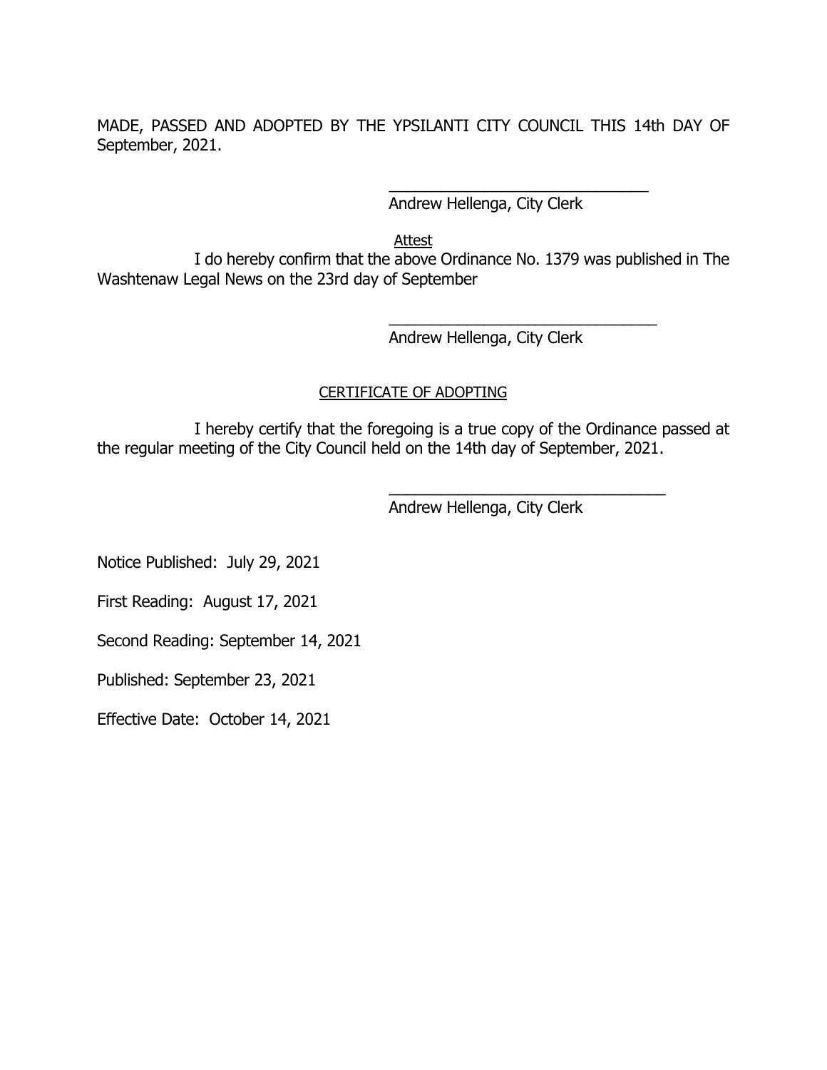MADE, PASSED AND ADOPTED BY THE YPSILANTI CITY COUNCIL THIS 14th DAY OF September, 2021.

\_\_\_\_\_\_\_\_\_\_\_\_\_\_\_\_\_\_\_\_\_\_\_\_\_\_\_\_\_\_
Andrew Hellenga, City Clerk

Attest

I do hereby confirm that the above Ordinance No. 1379 was published in The Washtenaw Legal News on the 23rd day of September

\_\_\_\_\_\_\_\_\_\_\_\_\_\_\_\_\_\_\_\_\_\_\_\_\_\_\_\_\_\_
Andrew Hellenga, City Clerk

CERTIFICATE OF ADOPTING

I hereby certify that the foregoing is a true copy of the Ordinance passed at the regular meeting of the City Council held on the 14th day of September, 2021.

\_\_\_\_\_\_\_\_\_\_\_\_\_\_\_\_\_\_\_\_\_\_\_\_\_\_\_\_\_\_
Andrew Hellenga, City Clerk

Notice Published: July 29, 2021

First Reading: August 17, 2021

Second Reading: September 14, 2021

Published: September 23, 2021

Effective Date: October 14, 2021